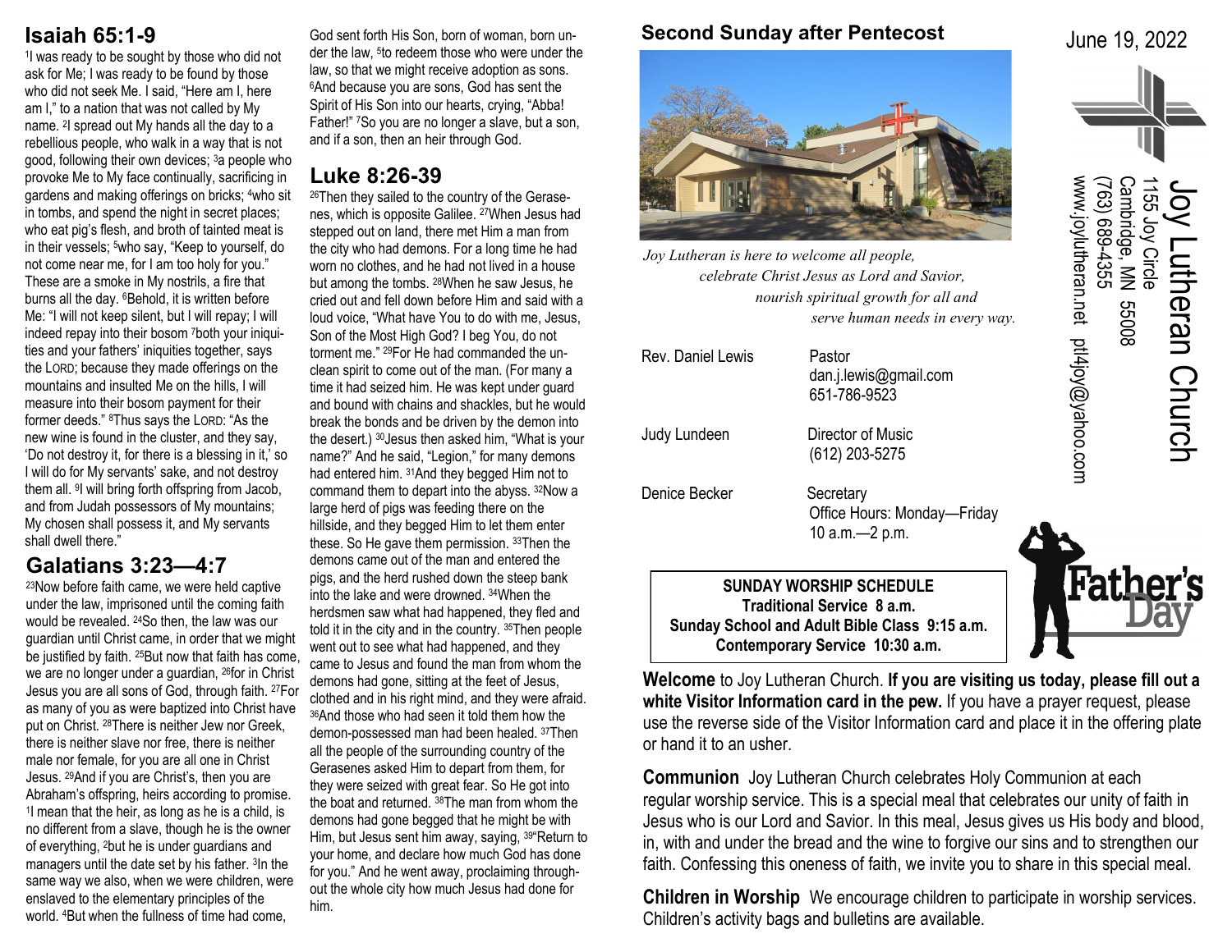## Isaiah 65:1-9

[1]I was ready to be sought by those who did not ask for Me; I was ready to be found by those who did not seek Me. I said, "Here am I, here am I," to a nation that was not called by My name. [2]I spread out My hands all the day to a rebellious people, who walk in a way that is not good, following their own devices; [3]a people who provoke Me to My face continually, sacrificing in gardens and making offerings on bricks; [4]who sit in tombs, and spend the night in secret places; who eat pig's flesh, and broth of tainted meat is in their vessels; [5]who say, "Keep to yourself, do not come near me, for I am too holy for you." These are a smoke in My nostrils, a fire that burns all the day. [6]Behold, it is written before Me: "I will not keep silent, but I will repay; I will indeed repay into their bosom [7]both your iniquities and your fathers' iniquities together, says the LORD; because they made offerings on the mountains and insulted Me on the hills, I will measure into their bosom payment for their former deeds." [8]Thus says the LORD: "As the new wine is found in the cluster, and they say, 'Do not destroy it, for there is a blessing in it,' so I will do for My servants' sake, and not destroy them all. [9]I will bring forth offspring from Jacob, and from Judah possessors of My mountains; My chosen shall possess it, and My servants shall dwell there."

## Galatians 3:23—4:7

[23]Now before faith came, we were held captive under the law, imprisoned until the coming faith would be revealed. [24]So then, the law was our guardian until Christ came, in order that we might be justified by faith. [25]But now that faith has come, we are no longer under a guardian, [26]for in Christ Jesus you are all sons of God, through faith. [27]For as many of you as were baptized into Christ have put on Christ. [28]There is neither Jew nor Greek, there is neither slave nor free, there is neither male nor female, for you are all one in Christ Jesus. [29]And if you are Christ's, then you are Abraham's offspring, heirs according to promise. [1]I mean that the heir, as long as he is a child, is no different from a slave, though he is the owner of everything, [2]but he is under guardians and managers until the date set by his father. [3]In the same way we also, when we were children, were enslaved to the elementary principles of the world. [4]But when the fullness of time had come, God sent forth His Son, born of woman, born under the law, [5]to redeem those who were under the law, so that we might receive adoption as sons. [6]And because you are sons, God has sent the Spirit of His Son into our hearts, crying, "Abba! Father!" [7]So you are no longer a slave, but a son, and if a son, then an heir through God.

## Luke 8:26-39

[26]Then they sailed to the country of the Gerasenes, which is opposite Galilee. [27]When Jesus had stepped out on land, there met Him a man from the city who had demons. For a long time he had worn no clothes, and he had not lived in a house but among the tombs. [28]When he saw Jesus, he cried out and fell down before Him and said with a loud voice, "What have You to do with me, Jesus, Son of the Most High God? I beg You, do not torment me." [29]For He had commanded the unclean spirit to come out of the man. (For many a time it had seized him. He was kept under guard and bound with chains and shackles, but he would break the bonds and be driven by the demon into the desert.) [30]Jesus then asked him, "What is your name?" And he said, "Legion," for many demons had entered him. [31]And they begged Him not to command them to depart into the abyss. [32]Now a large herd of pigs was feeding there on the hillside, and they begged Him to let them enter these. So He gave them permission. [33]Then the demons came out of the man and entered the pigs, and the herd rushed down the steep bank into the lake and were drowned. [34]When the herdsmen saw what had happened, they fled and told it in the city and in the country. [35]Then people went out to see what had happened, and they came to Jesus and found the man from whom the demons had gone, sitting at the feet of Jesus, clothed and in his right mind, and they were afraid. [36]And those who had seen it told them how the demon-possessed man had been healed. [37]Then all the people of the surrounding country of the Gerasenes asked Him to depart from them, for they were seized with great fear. So He got into the boat and returned. [38]The man from whom the demons had gone begged that he might be with Him, but Jesus sent him away, saying, [39]"Return to your home, and declare how much God has done for you." And he went away, proclaiming throughout the whole city how much Jesus had done for him.

## Second Sunday after Pentecost

June 19, 2022

# Joy Lutheran Church

1155 Joy Circle
Cambridge, MN 55008
(763) 689-4355
www.joylutheran.net ptl4joy@yahoo.com

*Joy Lutheran is here to welcome all people,*
*celebrate Christ Jesus as Lord and Savior,*
*nourish spiritual growth for all and*
*serve human needs in every way.*

| | |
|---|---|
| Rev. Daniel Lewis | Pastor<br>dan.j.lewis@gmail.com<br>651-786-9523 |
| Judy Lundeen | Director of Music<br>(612) 203-5275 |
| Denice Becker | Secretary<br>Office Hours: Monday—Friday<br>10 a.m.—2 p.m. |

**SUNDAY WORSHIP SCHEDULE**
**Traditional Service 8 a.m.**
**Sunday School and Adult Bible Class 9:15 a.m.**
**Contemporary Service 10:30 a.m.**

Father's Day

**Welcome** to Joy Lutheran Church. **If you are visiting us today, please fill out a white Visitor Information card in the pew.** If you have a prayer request, please use the reverse side of the Visitor Information card and place it in the offering plate or hand it to an usher.

**Communion** Joy Lutheran Church celebrates Holy Communion at each regular worship service. This is a special meal that celebrates our unity of faith in Jesus who is our Lord and Savior. In this meal, Jesus gives us His body and blood, in, with and under the bread and the wine to forgive our sins and to strengthen our faith. Confessing this oneness of faith, we invite you to share in this special meal.

**Children in Worship** We encourage children to participate in worship services. Children's activity bags and bulletins are available.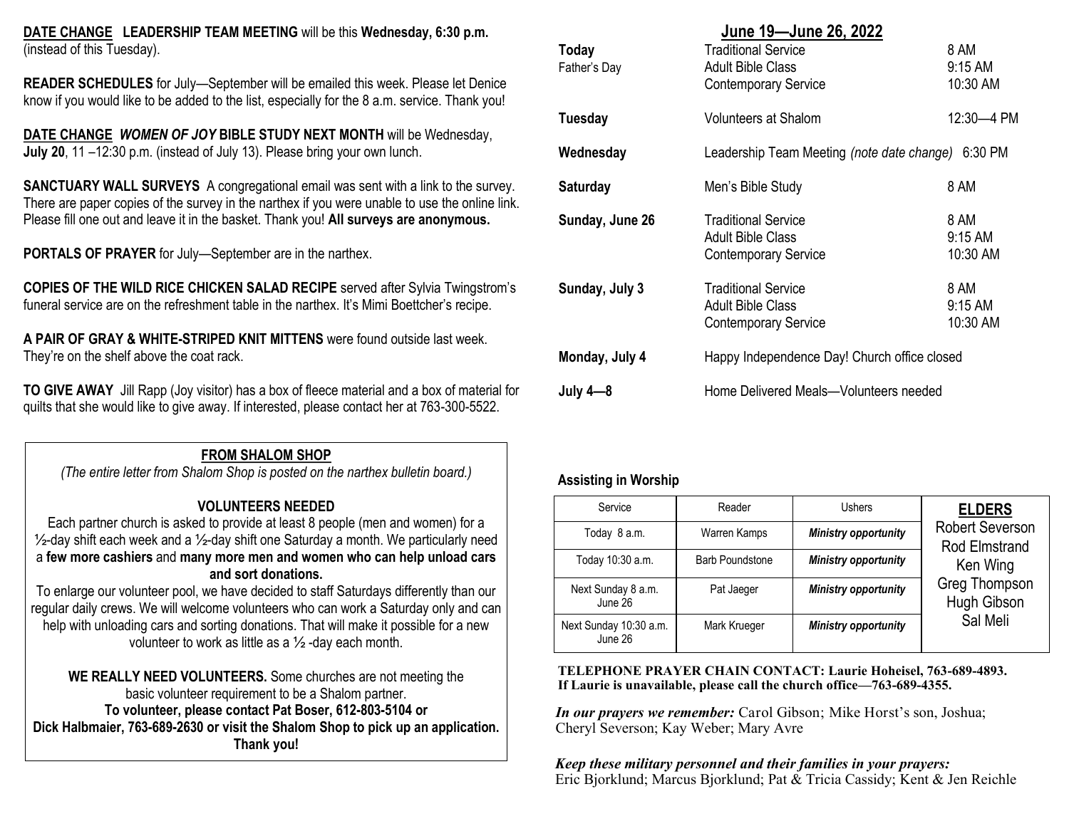**DATE CHANGE LEADERSHIP TEAM MEETING** will be this **Wednesday, 6:30 p.m.** (instead of this Tuesday).

**READER SCHEDULES** for July—September will be emailed this week. Please let Denice know if you would like to be added to the list, especially for the 8 a.m. service. Thank you!

**DATE CHANGE *WOMEN OF JOY* BIBLE STUDY NEXT MONTH** will be Wednesday, **July 20**, 11 –12:30 p.m. (instead of July 13). Please bring your own lunch.

**SANCTUARY WALL SURVEYS** A congregational email was sent with a link to the survey. There are paper copies of the survey in the narthex if you were unable to use the online link. Please fill one out and leave it in the basket. Thank you! **All surveys are anonymous.**

**PORTALS OF PRAYER** for July—September are in the narthex.

**COPIES OF THE WILD RICE CHICKEN SALAD RECIPE** served after Sylvia Twingstrom's funeral service are on the refreshment table in the narthex. It's Mimi Boettcher's recipe.

**A PAIR OF GRAY & WHITE-STRIPED KNIT MITTENS** were found outside last week. They're on the shelf above the coat rack.

**TO GIVE AWAY** Jill Rapp (Joy visitor) has a box of fleece material and a box of material for quilts that she would like to give away. If interested, please contact her at 763-300-5522.

## FROM SHALOM SHOP

*(The entire letter from Shalom Shop is posted on the narthex bulletin board.)*

**VOLUNTEERS NEEDED**

Each partner church is asked to provide at least 8 people (men and women) for a ½-day shift each week and a ½-day shift one Saturday a month. We particularly need a **few more cashiers** and **many more men and women who can help unload cars and sort donations.**

To enlarge our volunteer pool, we have decided to staff Saturdays differently than our regular daily crews. We will welcome volunteers who can work a Saturday only and can help with unloading cars and sorting donations. That will make it possible for a new volunteer to work as little as a ½ -day each month.

**WE REALLY NEED VOLUNTEERS.** Some churches are not meeting the basic volunteer requirement to be a Shalom partner.
**To volunteer, please contact Pat Boser, 612-803-5104 or Dick Halbmaier, 763-689-2630 or visit the Shalom Shop to pick up an application. Thank you!**

## June 19—June 26, 2022

| | | |
|---|---|---|
| **Today** | Traditional Service | 8 AM |
| Father's Day | Adult Bible Class | 9:15 AM |
| | Contemporary Service | 10:30 AM |
| **Tuesday** | Volunteers at Shalom | 12:30—4 PM |
| **Wednesday** | Leadership Team Meeting *(note date change)* | 6:30 PM |
| **Saturday** | Men's Bible Study | 8 AM |
| **Sunday, June 26** | Traditional Service | 8 AM |
| | Adult Bible Class | 9:15 AM |
| | Contemporary Service | 10:30 AM |
| **Sunday, July 3** | Traditional Service | 8 AM |
| | Adult Bible Class | 9:15 AM |
| | Contemporary Service | 10:30 AM |
| **Monday, July 4** | Happy Independence Day! Church office closed | |
| **July 4—8** | Home Delivered Meals—Volunteers needed | |

**Assisting in Worship**

| Service | Reader | Ushers |
|---|---|---|
| Today 8 a.m. | Warren Kamps | ***Ministry opportunity*** |
| Today 10:30 a.m. | Barb Poundstone | ***Ministry opportunity*** |
| Next Sunday 8 a.m. June 26 | Pat Jaeger | ***Ministry opportunity*** |
| Next Sunday 10:30 a.m. June 26 | Mark Krueger | ***Ministry opportunity*** |

**ELDERS**
Robert Severson
Rod Elmstrand
Ken Wing
Greg Thompson
Hugh Gibson
Sal Meli

**TELEPHONE PRAYER CHAIN CONTACT: Laurie Hoheisel, 763-689-4893. If Laurie is unavailable, please call the church office—763-689-4355.**

***In our prayers we remember:*** Carol Gibson; Mike Horst's son, Joshua; Cheryl Severson; Kay Weber; Mary Avre

***Keep these military personnel and their families in your prayers:***
Eric Bjorklund; Marcus Bjorklund; Pat & Tricia Cassidy; Kent & Jen Reichle